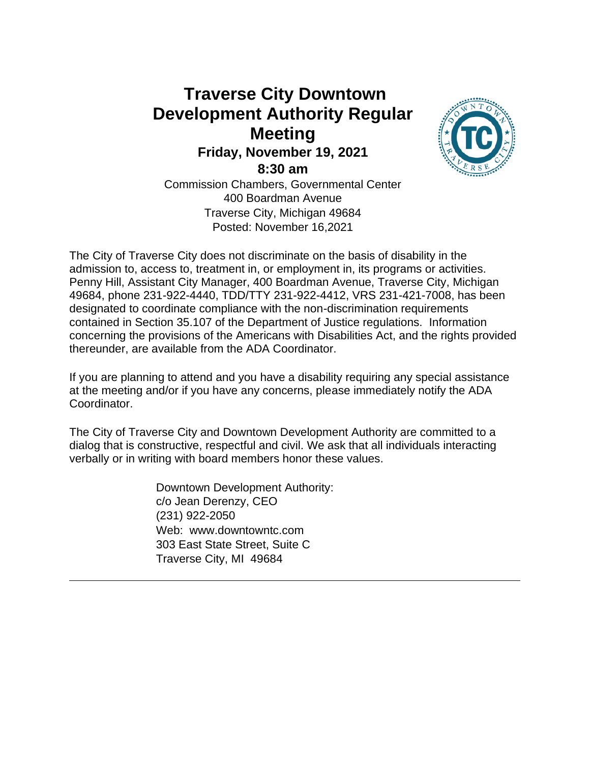# Traverse City Downtown Development Authority Regular Meeting

**Friday, November 19, 2021**

**8:30 am**

Commission Chambers, Governmental Center
400 Boardman Avenue
Traverse City, Michigan 49684
Posted: November 16,2021

The City of Traverse City does not discriminate on the basis of disability in the admission to, access to, treatment in, or employment in, its programs or activities. Penny Hill, Assistant City Manager, 400 Boardman Avenue, Traverse City, Michigan 49684, phone 231-922-4440, TDD/TTY 231-922-4412, VRS 231-421-7008, has been designated to coordinate compliance with the non-discrimination requirements contained in Section 35.107 of the Department of Justice regulations. Information concerning the provisions of the Americans with Disabilities Act, and the rights provided thereunder, are available from the ADA Coordinator.

If you are planning to attend and you have a disability requiring any special assistance at the meeting and/or if you have any concerns, please immediately notify the ADA Coordinator.

The City of Traverse City and Downtown Development Authority are committed to a dialog that is constructive, respectful and civil. We ask that all individuals interacting verbally or in writing with board members honor these values.

Downtown Development Authority:
c/o Jean Derenzy, CEO
(231) 922-2050
Web: www.downtowntc.com
303 East State Street, Suite C
Traverse City, MI 49684

---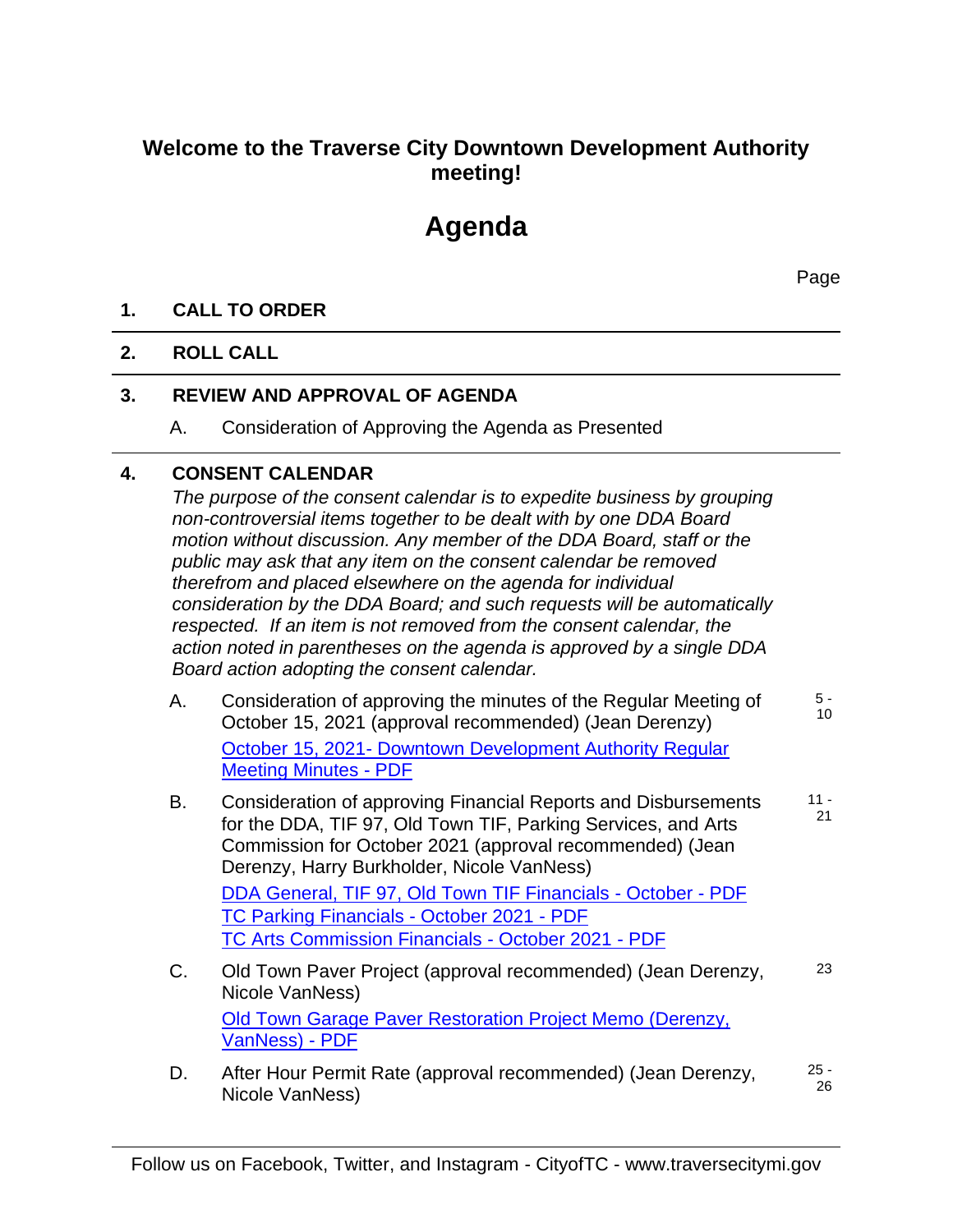## Welcome to the Traverse City Downtown Development Authority meeting!

# Agenda

Page

**1. CALL TO ORDER**

**2. ROLL CALL**

**3. REVIEW AND APPROVAL OF AGENDA**

A. Consideration of Approving the Agenda as Presented

**4. CONSENT CALENDAR**

*The purpose of the consent calendar is to expedite business by grouping non-controversial items together to be dealt with by one DDA Board motion without discussion. Any member of the DDA Board, staff or the public may ask that any item on the consent calendar be removed therefrom and placed elsewhere on the agenda for individual consideration by the DDA Board; and such requests will be automatically respected. If an item is not removed from the consent calendar, the action noted in parentheses on the agenda is approved by a single DDA Board action adopting the consent calendar.*

A. Consideration of approving the minutes of the Regular Meeting of October 15, 2021 (approval recommended) (Jean Derenzy) — 5 - 10

October 15, 2021- Downtown Development Authority Regular Meeting Minutes - PDF

B. Consideration of approving Financial Reports and Disbursements for the DDA, TIF 97, Old Town TIF, Parking Services, and Arts Commission for October 2021 (approval recommended) (Jean Derenzy, Harry Burkholder, Nicole VanNess) — 11 - 21

DDA General, TIF 97, Old Town TIF Financials - October - PDF
TC Parking Financials - October 2021 - PDF
TC Arts Commission Financials - October 2021 - PDF

C. Old Town Paver Project (approval recommended) (Jean Derenzy, Nicole VanNess) — 23

Old Town Garage Paver Restoration Project Memo (Derenzy, VanNess) - PDF

D. After Hour Permit Rate (approval recommended) (Jean Derenzy, Nicole VanNess) — 25 - 26

Follow us on Facebook, Twitter, and Instagram - CityofTC - www.traversecitymi.gov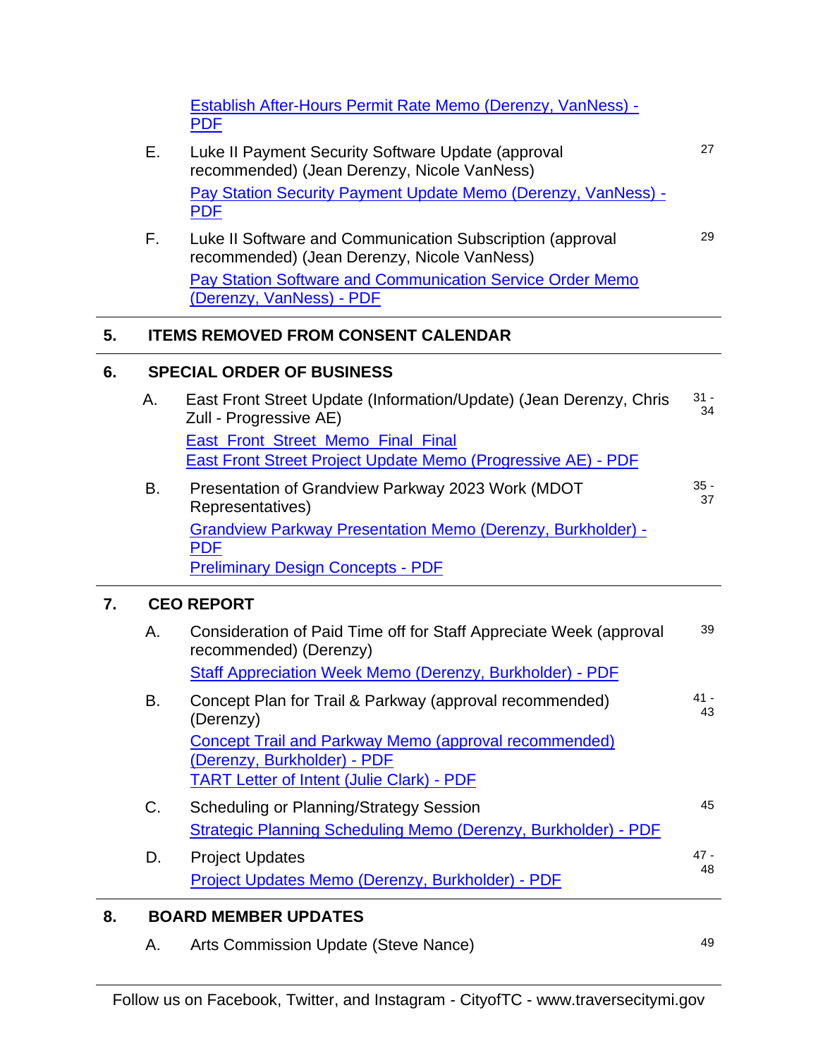Establish After-Hours Permit Rate Memo (Derenzy, VanNess) - PDF

E. Luke II Payment Security Software Update (approval recommended) (Jean Derenzy, Nicole VanNess) — 27

Pay Station Security Payment Update Memo (Derenzy, VanNess) - PDF

F. Luke II Software and Communication Subscription (approval recommended) (Jean Derenzy, Nicole VanNess) — 29

Pay Station Software and Communication Service Order Memo (Derenzy, VanNess) - PDF

## 5. ITEMS REMOVED FROM CONSENT CALENDAR

## 6. SPECIAL ORDER OF BUSINESS

A. East Front Street Update (Information/Update) (Jean Derenzy, Chris Zull - Progressive AE) — 31 - 34

East_Front_Street_Memo_Final_Final

East Front Street Project Update Memo (Progressive AE) - PDF

B. Presentation of Grandview Parkway 2023 Work (MDOT Representatives) — 35 - 37

Grandview Parkway Presentation Memo (Derenzy, Burkholder) - PDF

Preliminary Design Concepts - PDF

## 7. CEO REPORT

A. Consideration of Paid Time off for Staff Appreciate Week (approval recommended) (Derenzy) — 39

Staff Appreciation Week Memo (Derenzy, Burkholder) - PDF

B. Concept Plan for Trail & Parkway (approval recommended) (Derenzy) — 41 - 43

Concept Trail and Parkway Memo (approval recommended) (Derenzy, Burkholder) - PDF

TART Letter of Intent (Julie Clark) - PDF

C. Scheduling or Planning/Strategy Session — 45

Strategic Planning Scheduling Memo (Derenzy, Burkholder) - PDF

D. Project Updates — 47 - 48

Project Updates Memo (Derenzy, Burkholder) - PDF

## 8. BOARD MEMBER UPDATES

A. Arts Commission Update (Steve Nance) — 49

Follow us on Facebook, Twitter, and Instagram - CityofTC - www.traversecitymi.gov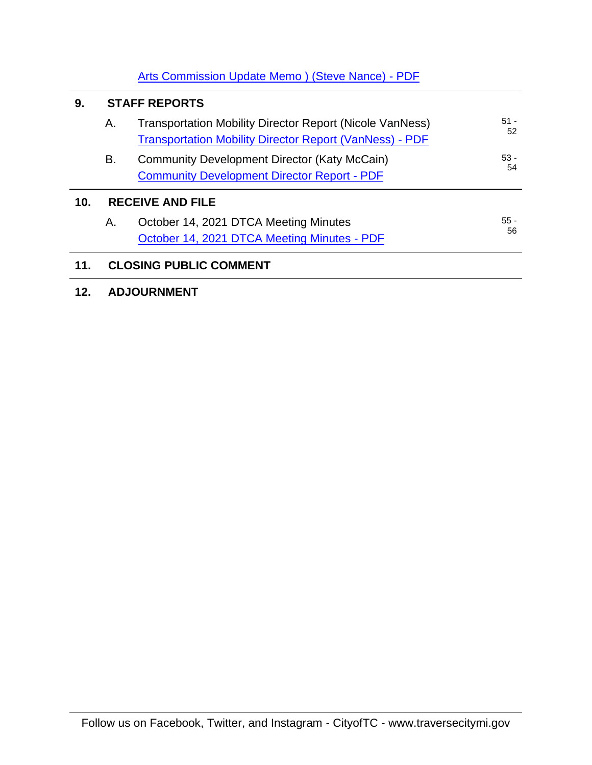Arts Commission Update Memo ) (Steve Nance) - PDF

## 9. STAFF REPORTS

A. Transportation Mobility Director Report (Nicole VanNess) — 51 - 52
Transportation Mobility Director Report (VanNess) - PDF

B. Community Development Director (Katy McCain) — 53 - 54
Community Development Director Report - PDF

## 10. RECEIVE AND FILE

A. October 14, 2021 DTCA Meeting Minutes — 55 - 56
October 14, 2021 DTCA Meeting Minutes - PDF

## 11. CLOSING PUBLIC COMMENT

## 12. ADJOURNMENT

Follow us on Facebook, Twitter, and Instagram - CityofTC - www.traversecitymi.gov